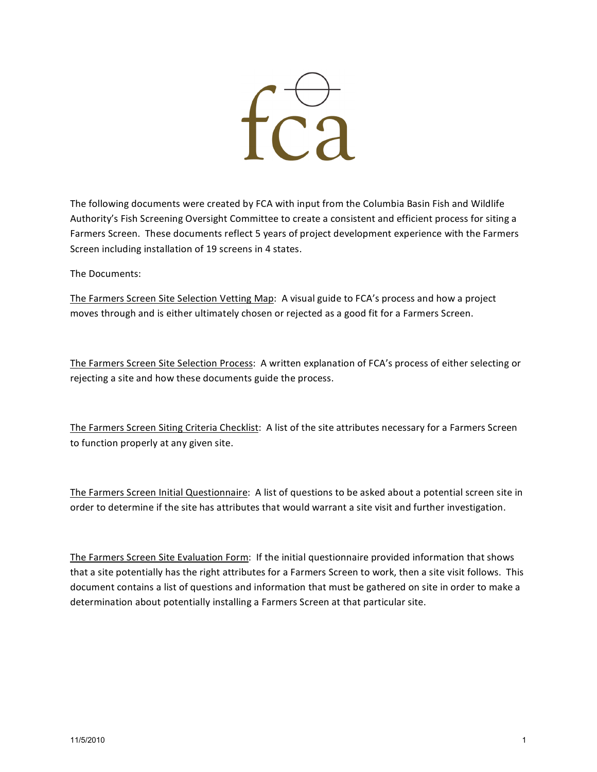fca

The following documents were created by FCA with input from the Columbia Basin Fish and Wildlife Authority's Fish Screening Oversight Committee to create a consistent and efficient process for siting a Farmers Screen. These documents reflect 5 years of project development experience with the Farmers Screen including installation of 19 screens in 4 states.

The Documents:

<u>The Farmers Screen Site Selection Vetting Map</u>: A visual guide to FCA's process and how a project moves through and is either ultimately chosen or rejected as a good fit for a Farmers Screen.

<u>The Farmers Screen Site Selection Process</u>: A written explanation of FCA's process of either selecting or rejecting a site and how these documents guide the process.

<u>The Farmers Screen Siting Criteria Checklist</u>: A list of the site attributes necessary for a Farmers Screen to function properly at any given site.

<u>The Farmers Screen Initial Questionnaire</u>: A list of questions to be asked about a potential screen site in order to determine if the site has attributes that would warrant a site visit and further investigation.

<u>The Farmers Screen Site Evaluation Form</u>: If the initial questionnaire provided information that shows that a site potentially has the right attributes for a Farmers Screen to work, then a site visit follows. This document contains a list of questions and information that must be gathered on site in order to make a determination about potentially installing a Farmers Screen at that particular site.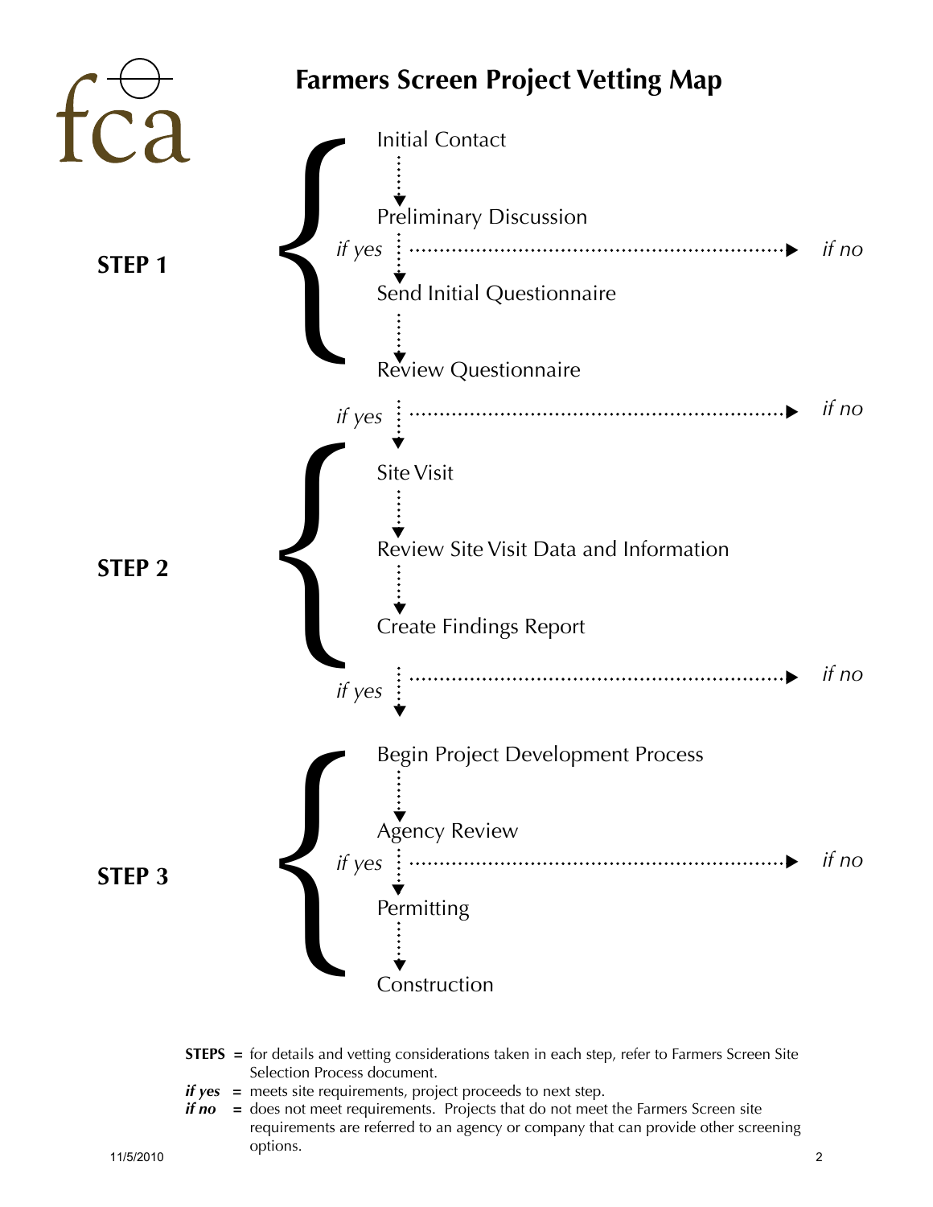fca

# Farmers Screen Project Vetting Map

**STEP 1**

- Initial Contact
- Preliminary Discussion
  - *if yes* → Send Initial Questionnaire; *if no*
- Send Initial Questionnaire
- Review Questionnaire

*if yes* → proceed to Step 2; *if no*

**STEP 2**

- Site Visit
- Review Site Visit Data and Information
- Create Findings Report

*if yes* → proceed to Step 3; *if no*

**STEP 3**

- Begin Project Development Process
- Agency Review
  - *if yes* → Permitting; *if no*
- Permitting
- Construction

**STEPS** = for details and vetting considerations taken in each step, refer to Farmers Screen Site Selection Process document.

***if yes*** = meets site requirements, project proceeds to next step.

***if no*** = does not meet requirements. Projects that do not meet the Farmers Screen site requirements are referred to an agency or company that can provide other screening options.

11/5/2010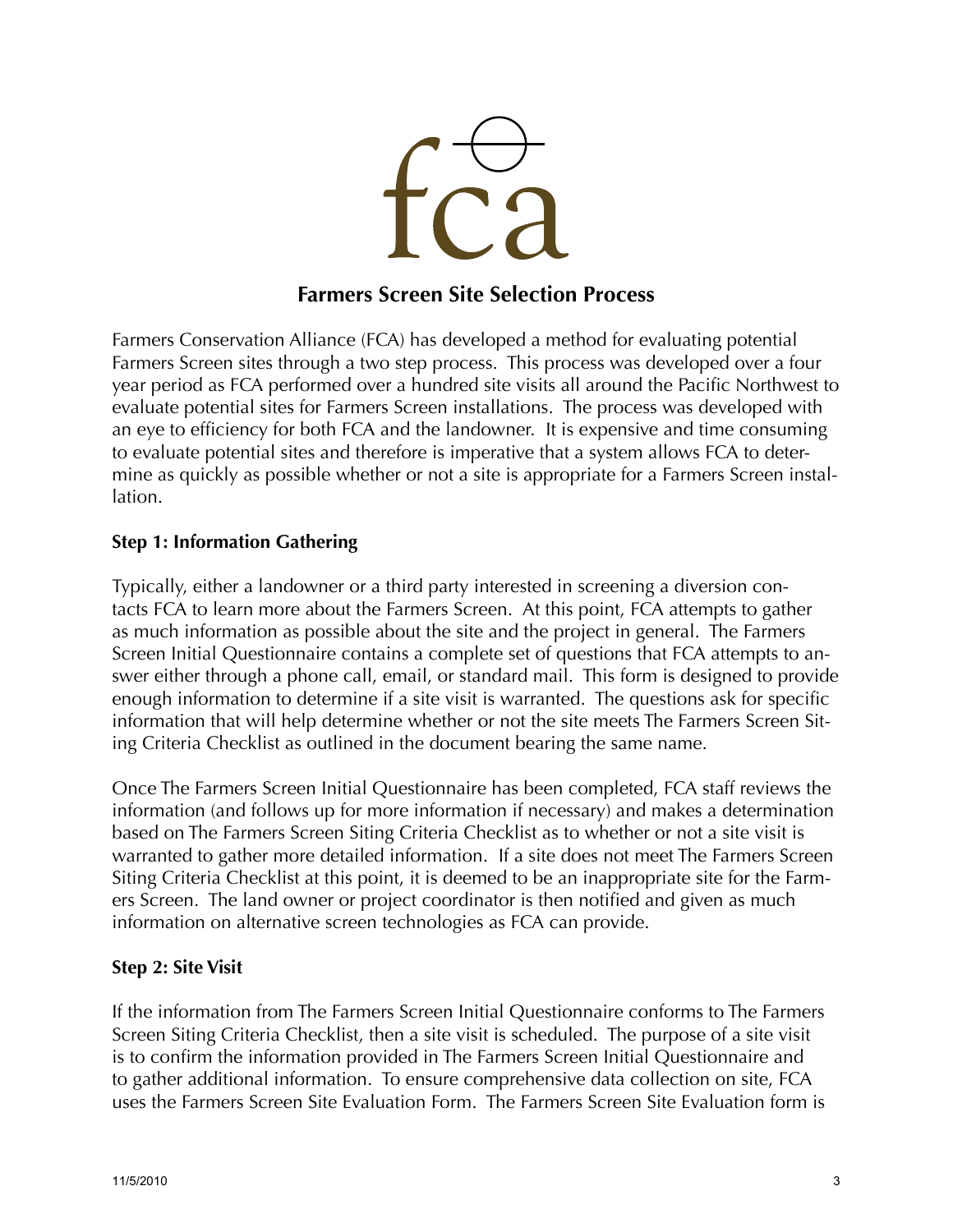fca

## Farmers Screen Site Selection Process

Farmers Conservation Alliance (FCA) has developed a method for evaluating potential Farmers Screen sites through a two step process. This process was developed over a four year period as FCA performed over a hundred site visits all around the Pacific Northwest to evaluate potential sites for Farmers Screen installations. The process was developed with an eye to efficiency for both FCA and the landowner. It is expensive and time consuming to evaluate potential sites and therefore is imperative that a system allows FCA to determine as quickly as possible whether or not a site is appropriate for a Farmers Screen installation.

### Step 1: Information Gathering

Typically, either a landowner or a third party interested in screening a diversion contacts FCA to learn more about the Farmers Screen. At this point, FCA attempts to gather as much information as possible about the site and the project in general. The Farmers Screen Initial Questionnaire contains a complete set of questions that FCA attempts to answer either through a phone call, email, or standard mail. This form is designed to provide enough information to determine if a site visit is warranted. The questions ask for specific information that will help determine whether or not the site meets The Farmers Screen Siting Criteria Checklist as outlined in the document bearing the same name.

Once The Farmers Screen Initial Questionnaire has been completed, FCA staff reviews the information (and follows up for more information if necessary) and makes a determination based on The Farmers Screen Siting Criteria Checklist as to whether or not a site visit is warranted to gather more detailed information. If a site does not meet The Farmers Screen Siting Criteria Checklist at this point, it is deemed to be an inappropriate site for the Farmers Screen. The land owner or project coordinator is then notified and given as much information on alternative screen technologies as FCA can provide.

### Step 2: Site Visit

If the information from The Farmers Screen Initial Questionnaire conforms to The Farmers Screen Siting Criteria Checklist, then a site visit is scheduled. The purpose of a site visit is to confirm the information provided in The Farmers Screen Initial Questionnaire and to gather additional information. To ensure comprehensive data collection on site, FCA uses the Farmers Screen Site Evaluation Form. The Farmers Screen Site Evaluation form is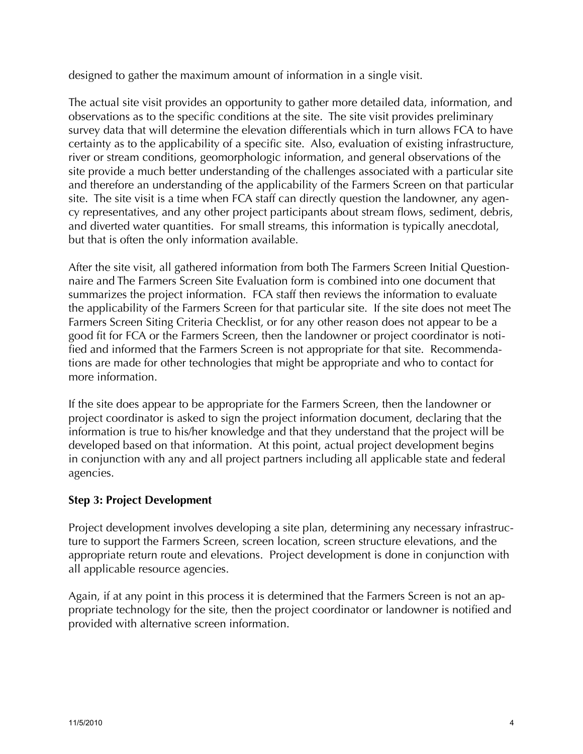designed to gather the maximum amount of information in a single visit.

The actual site visit provides an opportunity to gather more detailed data, information, and observations as to the specific conditions at the site. The site visit provides preliminary survey data that will determine the elevation differentials which in turn allows FCA to have certainty as to the applicability of a specific site. Also, evaluation of existing infrastructure, river or stream conditions, geomorphologic information, and general observations of the site provide a much better understanding of the challenges associated with a particular site and therefore an understanding of the applicability of the Farmers Screen on that particular site. The site visit is a time when FCA staff can directly question the landowner, any agency representatives, and any other project participants about stream flows, sediment, debris, and diverted water quantities. For small streams, this information is typically anecdotal, but that is often the only information available.

After the site visit, all gathered information from both The Farmers Screen Initial Questionnaire and The Farmers Screen Site Evaluation form is combined into one document that summarizes the project information. FCA staff then reviews the information to evaluate the applicability of the Farmers Screen for that particular site. If the site does not meet The Farmers Screen Siting Criteria Checklist, or for any other reason does not appear to be a good fit for FCA or the Farmers Screen, then the landowner or project coordinator is notified and informed that the Farmers Screen is not appropriate for that site. Recommendations are made for other technologies that might be appropriate and who to contact for more information.

If the site does appear to be appropriate for the Farmers Screen, then the landowner or project coordinator is asked to sign the project information document, declaring that the information is true to his/her knowledge and that they understand that the project will be developed based on that information. At this point, actual project development begins in conjunction with any and all project partners including all applicable state and federal agencies.

### Step 3: Project Development

Project development involves developing a site plan, determining any necessary infrastructure to support the Farmers Screen, screen location, screen structure elevations, and the appropriate return route and elevations. Project development is done in conjunction with all applicable resource agencies.

Again, if at any point in this process it is determined that the Farmers Screen is not an appropriate technology for the site, then the project coordinator or landowner is notified and provided with alternative screen information.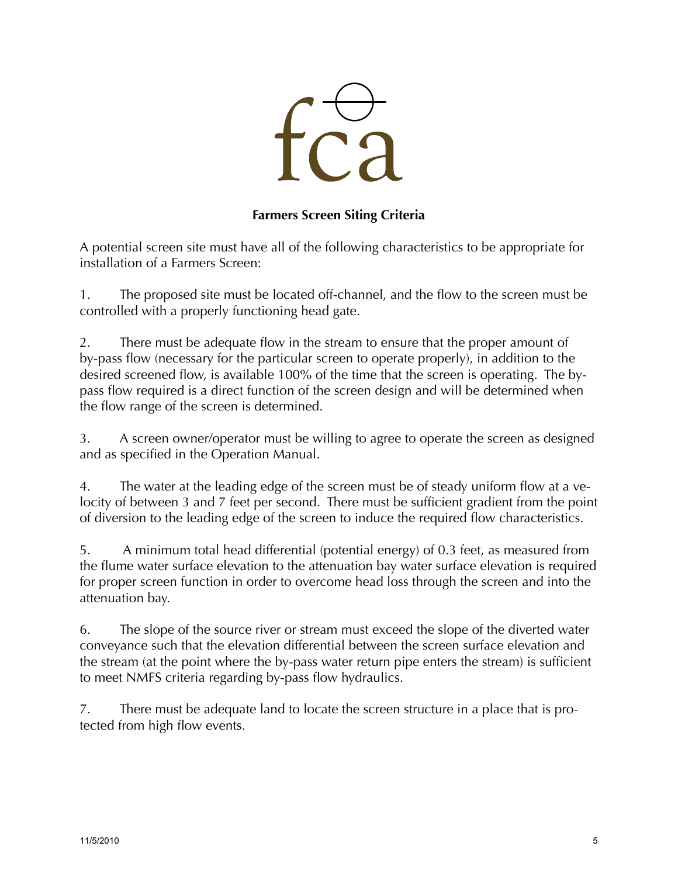fca

## Farmers Screen Siting Criteria

A potential screen site must have all of the following characteristics to be appropriate for installation of a Farmers Screen:

1. The proposed site must be located off-channel, and the flow to the screen must be controlled with a properly functioning head gate.

2. There must be adequate flow in the stream to ensure that the proper amount of by-pass flow (necessary for the particular screen to operate properly), in addition to the desired screened flow, is available 100% of the time that the screen is operating. The by-pass flow required is a direct function of the screen design and will be determined when the flow range of the screen is determined.

3. A screen owner/operator must be willing to agree to operate the screen as designed and as specified in the Operation Manual.

4. The water at the leading edge of the screen must be of steady uniform flow at a velocity of between 3 and 7 feet per second. There must be sufficient gradient from the point of diversion to the leading edge of the screen to induce the required flow characteristics.

5. A minimum total head differential (potential energy) of 0.3 feet, as measured from the flume water surface elevation to the attenuation bay water surface elevation is required for proper screen function in order to overcome head loss through the screen and into the attenuation bay.

6. The slope of the source river or stream must exceed the slope of the diverted water conveyance such that the elevation differential between the screen surface elevation and the stream (at the point where the by-pass water return pipe enters the stream) is sufficient to meet NMFS criteria regarding by-pass flow hydraulics.

7. There must be adequate land to locate the screen structure in a place that is protected from high flow events.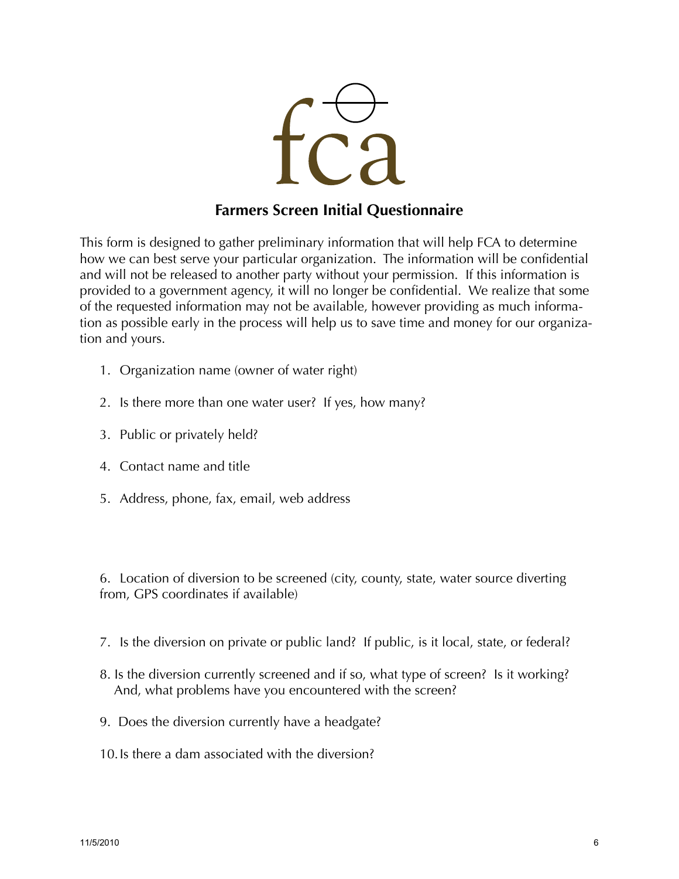fca

# Farmers Screen Initial Questionnaire

This form is designed to gather preliminary information that will help FCA to determine how we can best serve your particular organization. The information will be confidential and will not be released to another party without your permission. If this information is provided to a government agency, it will no longer be confidential. We realize that some of the requested information may not be available, however providing as much information as possible early in the process will help us to save time and money for our organization and yours.

1. Organization name (owner of water right)
2. Is there more than one water user? If yes, how many?
3. Public or privately held?
4. Contact name and title
5. Address, phone, fax, email, web address
6. Location of diversion to be screened (city, county, state, water source diverting from, GPS coordinates if available)
7. Is the diversion on private or public land? If public, is it local, state, or federal?
8. Is the diversion currently screened and if so, what type of screen? Is it working? And, what problems have you encountered with the screen?
9. Does the diversion currently have a headgate?
10. Is there a dam associated with the diversion?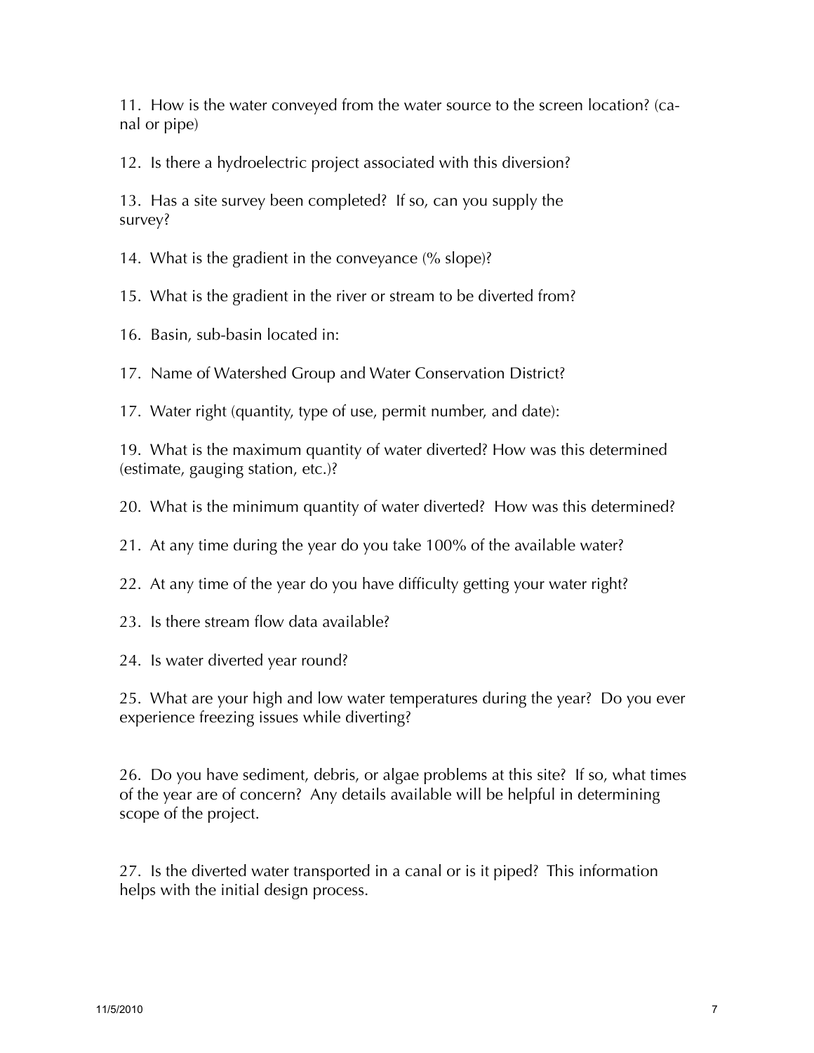11. How is the water conveyed from the water source to the screen location? (canal or pipe)

12. Is there a hydroelectric project associated with this diversion?

13. Has a site survey been completed? If so, can you supply the survey?

14. What is the gradient in the conveyance (% slope)?

15. What is the gradient in the river or stream to be diverted from?

16. Basin, sub-basin located in:

17. Name of Watershed Group and Water Conservation District?

17. Water right (quantity, type of use, permit number, and date):

19. What is the maximum quantity of water diverted? How was this determined (estimate, gauging station, etc.)?

20. What is the minimum quantity of water diverted? How was this determined?

21. At any time during the year do you take 100% of the available water?

22. At any time of the year do you have difficulty getting your water right?

23. Is there stream flow data available?

24. Is water diverted year round?

25. What are your high and low water temperatures during the year? Do you ever experience freezing issues while diverting?

26. Do you have sediment, debris, or algae problems at this site? If so, what times of the year are of concern? Any details available will be helpful in determining scope of the project.

27. Is the diverted water transported in a canal or is it piped? This information helps with the initial design process.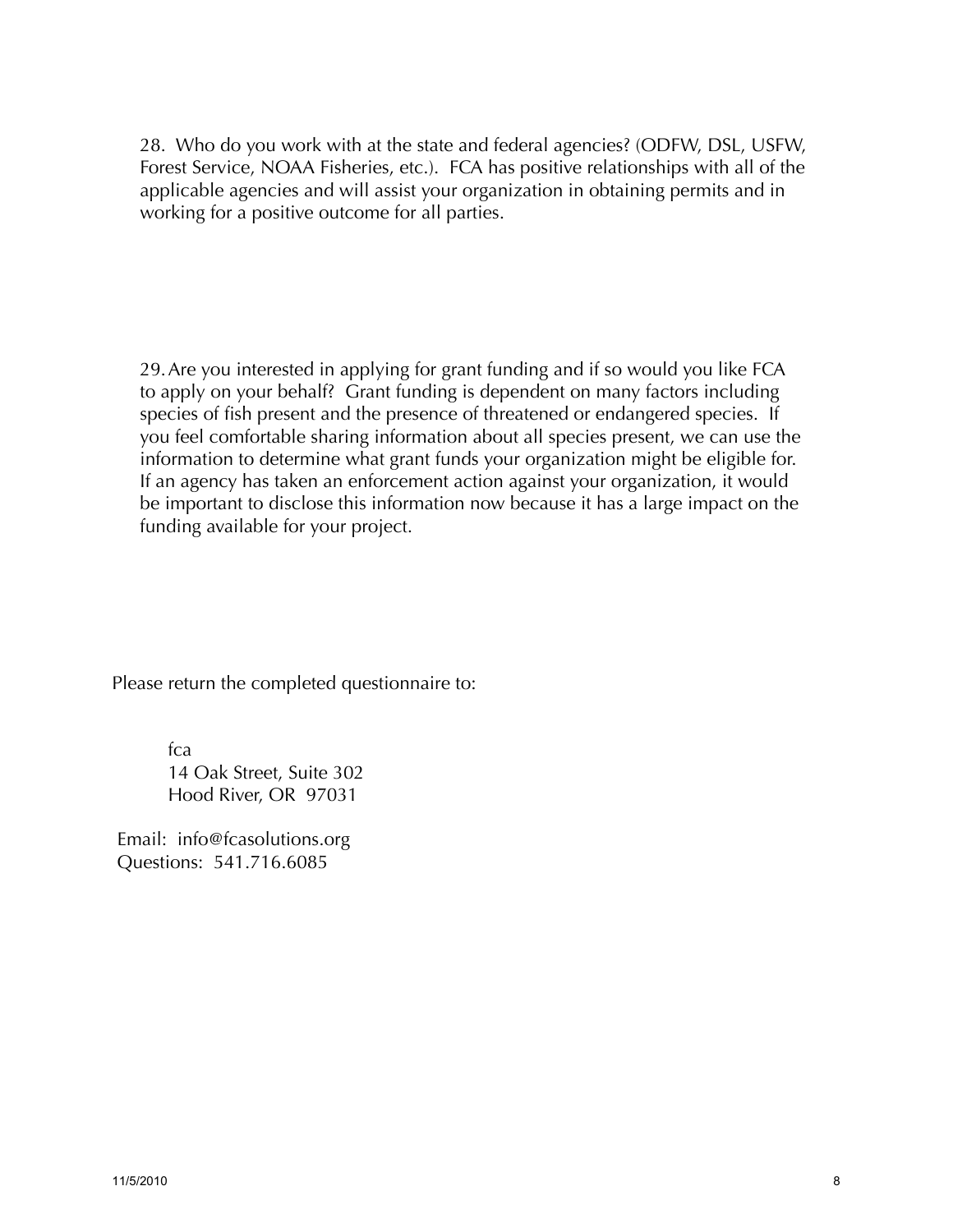28. Who do you work with at the state and federal agencies? (ODFW, DSL, USFW, Forest Service, NOAA Fisheries, etc.). FCA has positive relationships with all of the applicable agencies and will assist your organization in obtaining permits and in working for a positive outcome for all parties.

29. Are you interested in applying for grant funding and if so would you like FCA to apply on your behalf? Grant funding is dependent on many factors including species of fish present and the presence of threatened or endangered species. If you feel comfortable sharing information about all species present, we can use the information to determine what grant funds your organization might be eligible for. If an agency has taken an enforcement action against your organization, it would be important to disclose this information now because it has a large impact on the funding available for your project.

Please return the completed questionnaire to:

fca
14 Oak Street, Suite 302
Hood River, OR 97031

Email: info@fcasolutions.org
Questions: 541.716.6085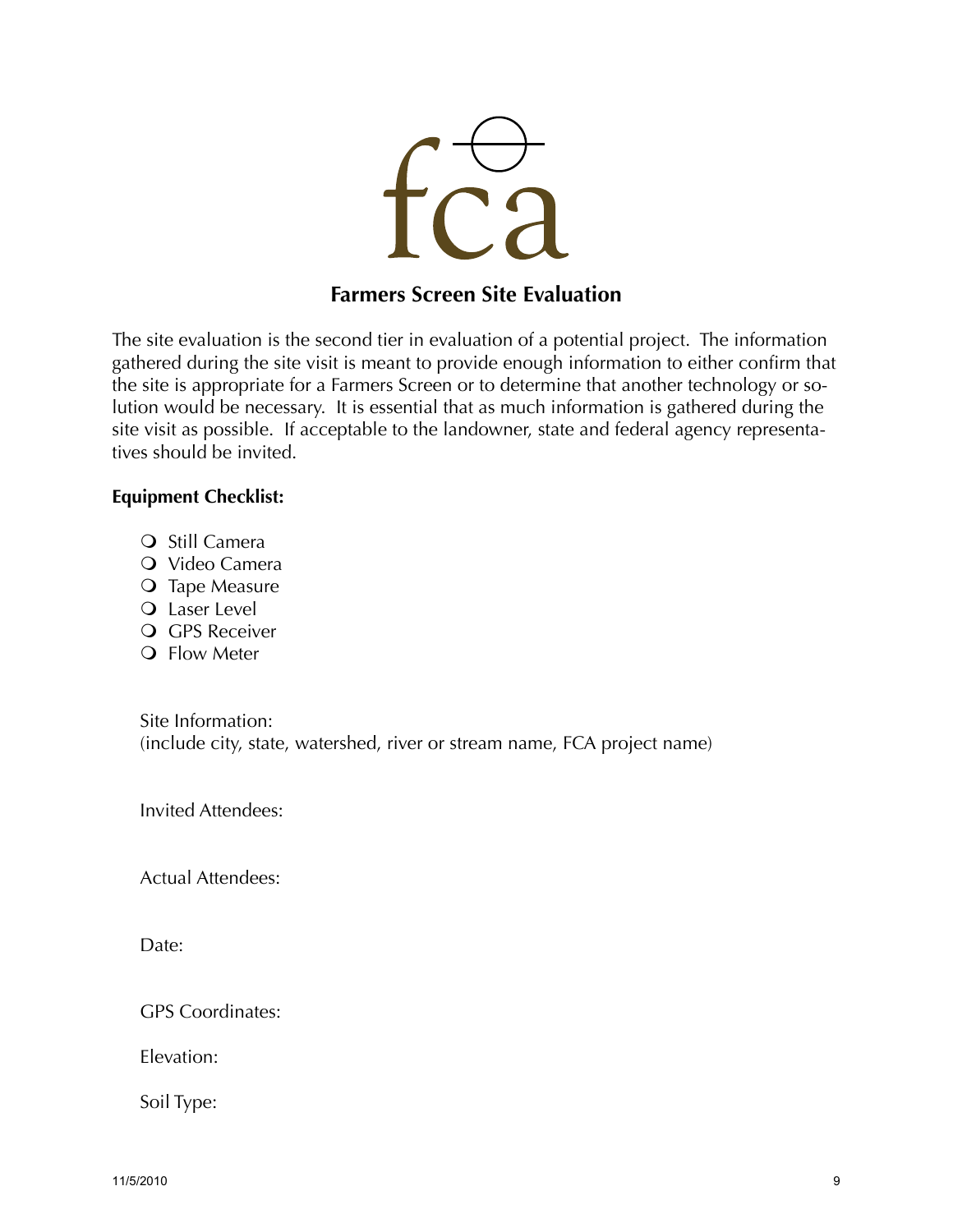fca

# Farmers Screen Site Evaluation

The site evaluation is the second tier in evaluation of a potential project. The information gathered during the site visit is meant to provide enough information to either confirm that the site is appropriate for a Farmers Screen or to determine that another technology or solution would be necessary. It is essential that as much information is gathered during the site visit as possible. If acceptable to the landowner, state and federal agency representatives should be invited.

**Equipment Checklist:**

- ❍ Still Camera
- ❍ Video Camera
- ❍ Tape Measure
- ❍ Laser Level
- ❍ GPS Receiver
- ❍ Flow Meter

Site Information:
(include city, state, watershed, river or stream name, FCA project name)

Invited Attendees:

Actual Attendees:

Date:

GPS Coordinates:

Elevation:

Soil Type: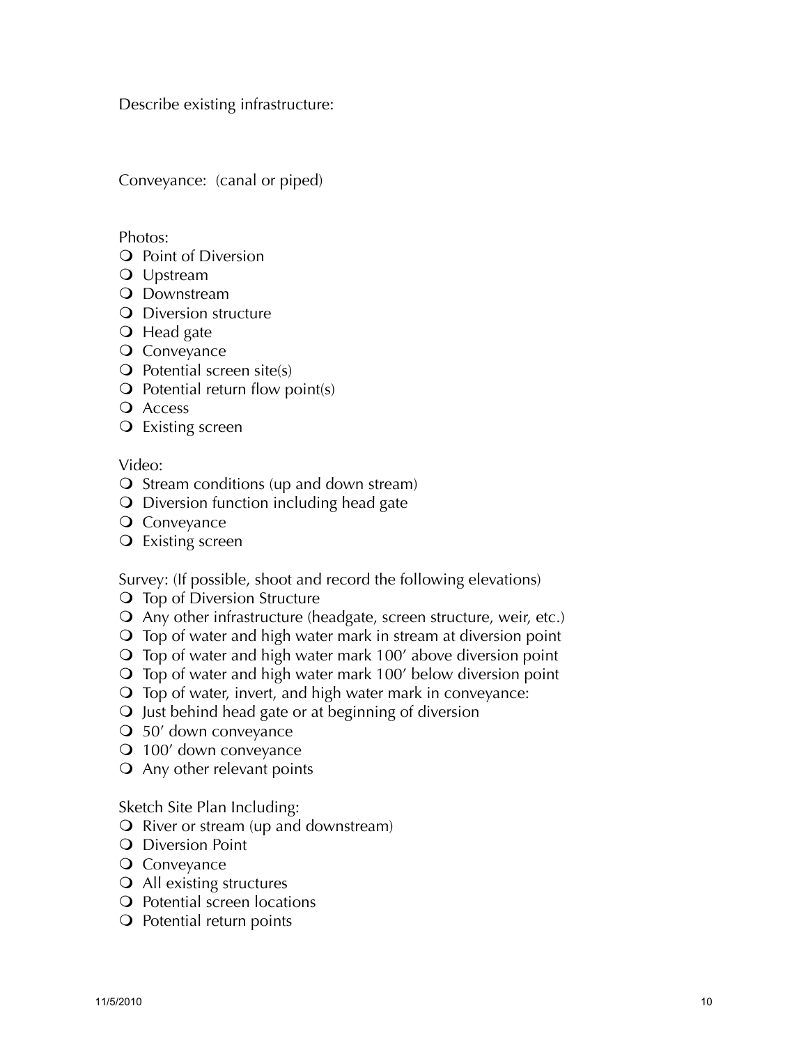Describe existing infrastructure:

Conveyance: (canal or piped)

Photos:

- Point of Diversion
- Upstream
- Downstream
- Diversion structure
- Head gate
- Conveyance
- Potential screen site(s)
- Potential return flow point(s)
- Access
- Existing screen

Video:

- Stream conditions (up and down stream)
- Diversion function including head gate
- Conveyance
- Existing screen

Survey: (If possible, shoot and record the following elevations)

- Top of Diversion Structure
- Any other infrastructure (headgate, screen structure, weir, etc.)
- Top of water and high water mark in stream at diversion point
- Top of water and high water mark 100′ above diversion point
- Top of water and high water mark 100′ below diversion point
- Top of water, invert, and high water mark in conveyance:
- Just behind head gate or at beginning of diversion
- 50′ down conveyance
- 100′ down conveyance
- Any other relevant points

Sketch Site Plan Including:

- River or stream (up and downstream)
- Diversion Point
- Conveyance
- All existing structures
- Potential screen locations
- Potential return points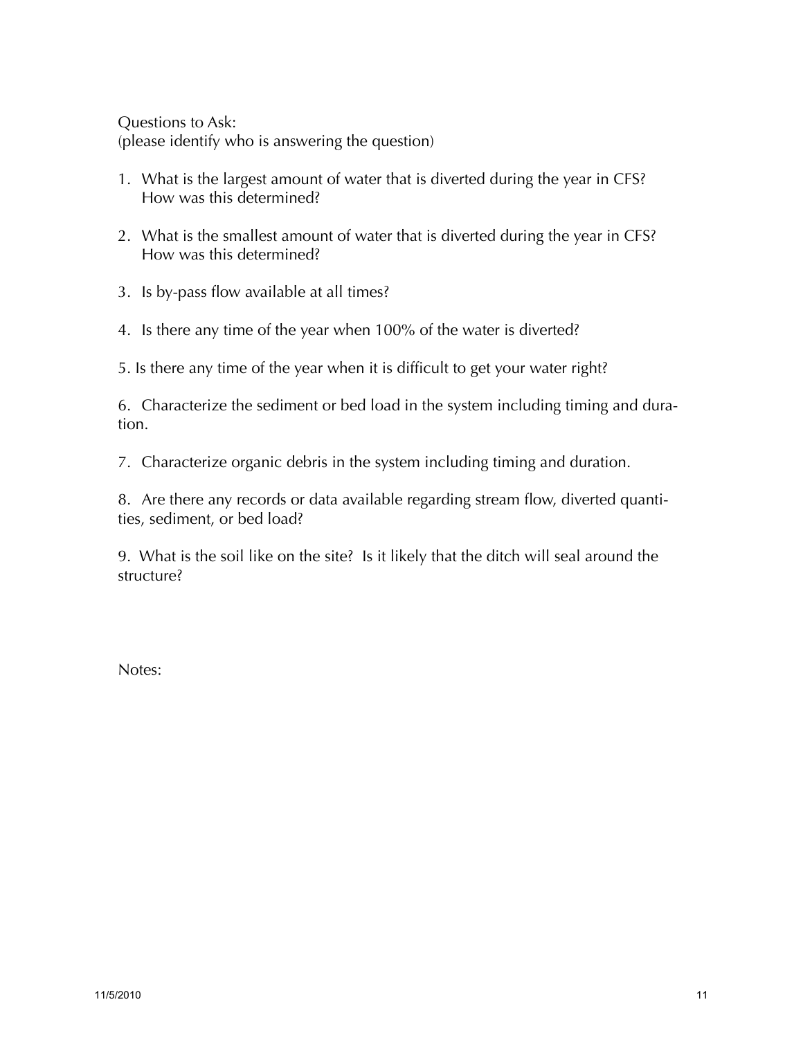Questions to Ask:
(please identify who is answering the question)

1. What is the largest amount of water that is diverted during the year in CFS? How was this determined?

2. What is the smallest amount of water that is diverted during the year in CFS? How was this determined?

3. Is by-pass flow available at all times?

4. Is there any time of the year when 100% of the water is diverted?

5. Is there any time of the year when it is difficult to get your water right?

6. Characterize the sediment or bed load in the system including timing and duration.

7. Characterize organic debris in the system including timing and duration.

8. Are there any records or data available regarding stream flow, diverted quantities, sediment, or bed load?

9. What is the soil like on the site? Is it likely that the ditch will seal around the structure?

Notes: